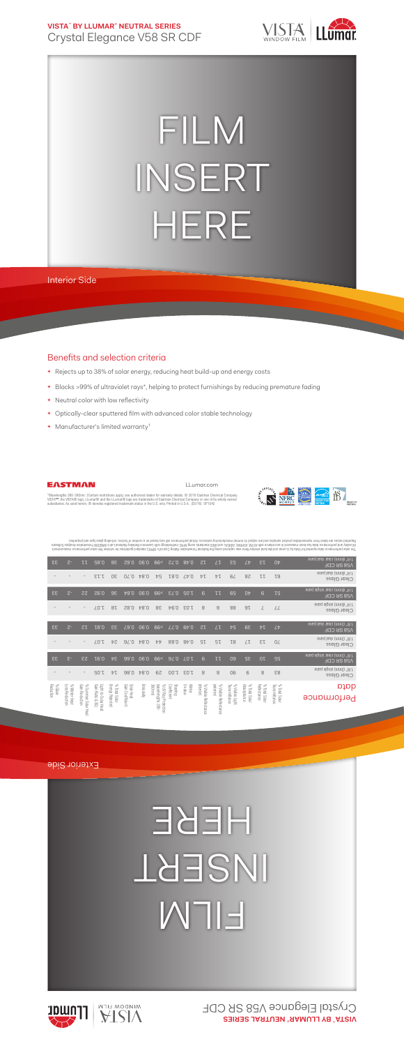**VISTA™ BY LLUMAR® NEUTRAL SERIES**
Crystal Elegance V58 SR CDF

FILM INSERT HERE

Interior Side

## Benefits and selection criteria

- Rejects up to 38% of solar energy, reducing heat build-up and energy costs
- Blocks >99% of ultraviolet rays*, helping to protect furnishings by reducing premature fading
- Neutral color with low reflectivity
- Optically-clear sputtered film with advanced color stable technology
- Manufacturer's limited warranty†

EASTMAN

LLumar.com

*Wavelengths 280-380nm. †Certain restrictions apply; see authorized dealer for warranty details. © 2016 Eastman Chemical Company. VISTA™, the VISTA® logo, LLumar® and the LLumar® logo are trademarks of Eastman Chemical Company or one of its wholly owned subsidiaries. As used herein, ® denotes registered trademark status in the U.S. only. Printed in U.S.A. (05/16) SP1048

## Performance data

| Performance data | % Total Solar Transmittance | % Total Solar Reflectance | % Total Solar Absorptance | % Visible Light Transmittance | % Visible Reflectance (exterior) | % Visible Reflectance (interior) | Winter U-Value | Shading Coefficient | % UV Rejection (wavelengths 280-380nm) | Emissivity | Solar Heat Gain Coefficient | % Total Solar Energy Rejected | Light to Solar Heat Gain Ratio (LSG) | % Summer Solar Heat Gain Reduction | % Winter Heat Loss Reduction | % Glare Reduction |
|---|---|---|---|---|---|---|---|---|---|---|---|---|---|---|---|---|
| Clear Glass 1/8" (3mm) single pane | 83 | 8 | 9 | 90 | 8 | 8 | 1.03 | 1.00 | 29 | 0.84 | 0.86 | 14 | 1.05 | - | - | - |
| V58 SR CDF 1/8" (3mm) single pane | 55 | 10 | 35 | 60 | 11 | 9 | 1.07 | 0.76 | >99 | 0.90 | 0.66 | 34 | 0.91 | 23 | -3 | 33 |
| Clear Glass 1/8" (3mm) dual pane | 70 | 13 | 17 | 81 | 15 | 15 | 0.48 | 0.88 | 44 | 0.84 | 0.76 | 24 | 1.07 | - | - | - |
| V58 SR CDF 1/8" (3mm) dual pane | 47 | 14 | 39 | 54 | 17 | 12 | 0.48 | 0.77 | >99 | 0.90 | 0.67 | 33 | 0.81 | 12 | -2 | 33 |
| Clear Glass 1/4" (6mm) single pane | 77 | 7 | 16 | 88 | 8 | 8 | 1.03 | 0.94 | 38 | 0.84 | 0.82 | 18 | 1.07 | - | - | - |
| V58 SR CDF 1/4" (6mm) single pane | 51 | 9 | 40 | 59 | 11 | 9 | 1.05 | 0.73 | >99 | 0.90 | 0.64 | 36 | 0.92 | 22 | -2 | 33 |
| Clear Glass 1/4" (6mm) dual pane | 63 | 11 | 26 | 79 | 14 | 14 | 0.47 | 0.81 | 54 | 0.84 | 0.70 | 30 | 1.13 | - | - | - |
| V58 SR CDF 1/4" (6mm) dual pane | 40 | 13 | 47 | 53 | 17 | 12 | 0.48 | 0.72 | >99 | 0.90 | 0.62 | 38 | 0.85 | 11 | -2 | 33 |

The solar performance data reported for Vista by LLumar architectural window films was captured using the National Fenestration Rating Council's (NFRC) standard guidelines for window film solar performance measurement. All solar and performance data have been measured in accordance with ASTM, ASHRAE, and NFRC standards using NFRC methodology with Lawrence Berkeley National Lab's WINDOW 7 and Optics Software. Reported values are taken from representative product samples and are subject to normal manufacturing variances. Actual performance will vary based on a number of factors, including glass type and properties.

Exterior Side

FILM INSERT HERE

**VISTA™ BY LLUMAR® NEUTRAL SERIES**
Crystal Elegance V58 SR CDF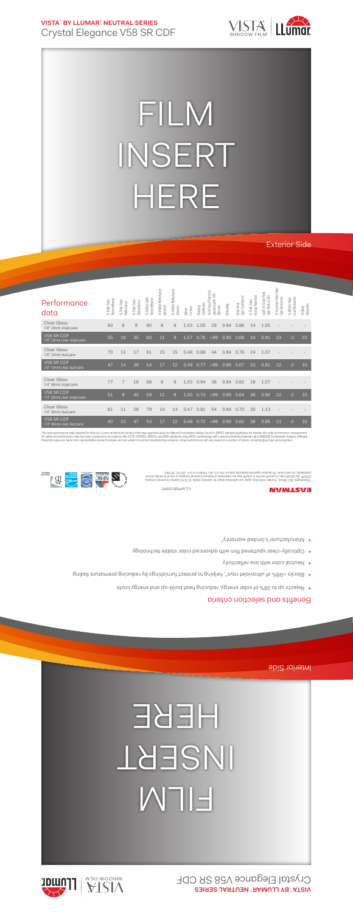**VISTA™ BY LLUMAR® NEUTRAL SERIES**
Crystal Elegance V58 SR CDF

FILM INSERT HERE

Exterior Side

## Performance data

| | % Total Solar Transmittance | % Total Solar Reflectance | % Total Solar Absorbance | % Visible Light Transmittance | % Visible Reflectance (exterior) | % Visible Reflectance (interior) | Winter U-value | Shading Coefficient | % UV Ray Reduction (wavelengths 280-380nm) | Emissivity | Solar Heat Gain Coefficient | % Total Solar Energy Rejected | Light to Solar Heat Gain Ratio (LSG) | % Summer Solar Heat Gain Reduction | % Winter Heat Loss Reduction | % Glare Reduction |
|---|---|---|---|---|---|---|---|---|---|---|---|---|---|---|---|---|
| Clear Glass 1/8" (3mm) single pane | 83 | 8 | 9 | 90 | 8 | 8 | 1.03 | 1.00 | 29 | 0.84 | 0.86 | 14 | 1.05 | - | - | - |
| V58 SR CDF 1/8" (3mm) clear single pane | 55 | 10 | 35 | 60 | 11 | 9 | 1.07 | 0.76 | >99 | 0.90 | 0.66 | 34 | 0.91 | 23 | -3 | 33 |
| Clear Glass 1/8" (3mm) dual pane | 70 | 13 | 17 | 81 | 15 | 15 | 0.48 | 0.88 | 44 | 0.84 | 0.76 | 24 | 1.07 | - | - | - |
| V58 SR CDF 1/8" (3mm) clear dual pane | 47 | 14 | 39 | 54 | 17 | 12 | 0.49 | 0.77 | >99 | 0.90 | 0.67 | 33 | 0.81 | 12 | -2 | 33 |
| Clear Glass 1/4" (6mm) single pane | 77 | 7 | 16 | 88 | 8 | 8 | 1.03 | 0.94 | 38 | 0.84 | 0.82 | 18 | 1.07 | - | - | - |
| V58 SR CDF 1/4" (6mm) clear single pane | 51 | 9 | 40 | 59 | 11 | 9 | 1.05 | 0.73 | >99 | 0.90 | 0.64 | 36 | 0.92 | 22 | -2 | 33 |
| Clear Glass 1/4" (6mm) dual pane | 61 | 11 | 28 | 79 | 14 | 14 | 0.47 | 0.81 | 54 | 0.84 | 0.70 | 30 | 1.13 | - | - | - |
| V58 SR CDF 1/4" (6mm) clear dual pane | 40 | 13 | 47 | 53 | 17 | 12 | 0.48 | 0.72 | >99 | 0.90 | 0.62 | 38 | 0.85 | 11 | -2 | 33 |

The solar performance data reported for Vista by LLumar architectural window films was captured using the National Fenestration Rating Council's (NFRC) standard guidelines for window film solar performance measurement. All safety and performance data has been measured in accordance with ASTM, ASHRAE, ANSI, and ANSI standards using NFRC methodology with Lawrence Berkeley National Lab's WINDOW Fenestration Analysis Software. Reported values are taken from representative product samples and are subject to normal manufacturing variances. Actual performance will vary based on a number of factors, including glass type and properties.

EASTMAN

LLumar.com

¹Wavelengths 280-380nm. ²Certain restrictions apply; see authorized dealer for warranty details. ©2018 Eastman Chemical Company. VISTA™, the VISTA® logo, LLumar® and the LLumar® logo are trademarks of Eastman Chemical Company or one of its wholly owned subsidiaries. As used herein, ® denotes registered trademark status in the U.S. only. Printed in U.S.A. (05/18) SP1042

## Benefits and selection criteria

- Rejects up to 38% of solar energy, reducing heat build-up and energy costs
- Blocks >99% of ultraviolet rays¹, helping to protect furnishings by reducing premature fading
- Neutral color with low reflectivity
- Optically-clear sputtered film with advanced color stable technology
- Manufacturer's limited warranty²

Interior Side

FILM INSERT HERE

**VISTA™ BY LLUMAR® NEUTRAL SERIES**
Crystal Elegance V58 SR CDF